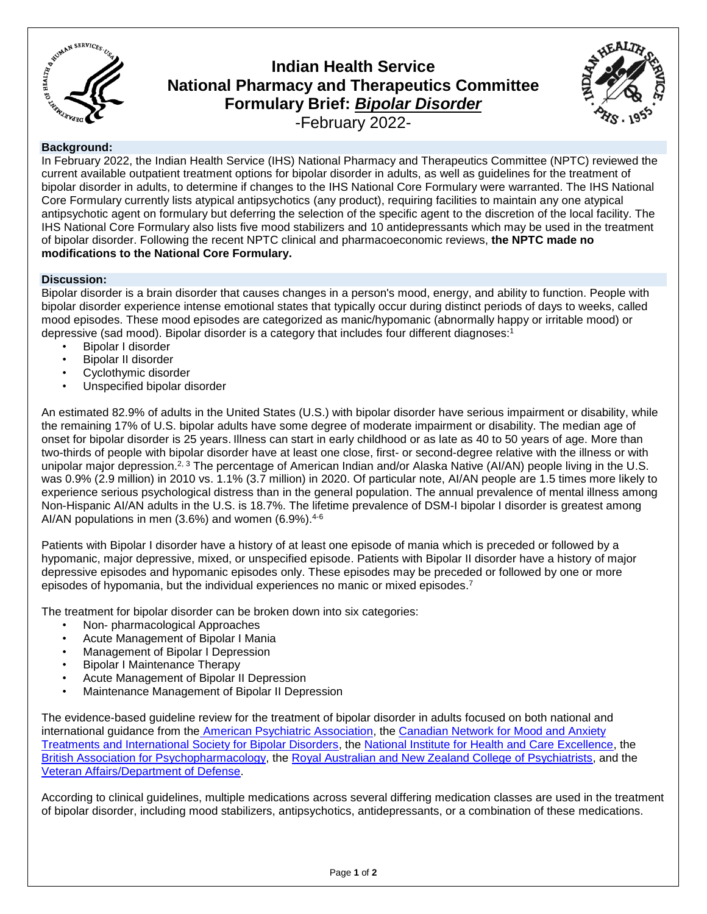# Indian Health Service
# National Pharmacy and Therapeutics Committee
# Formulary Brief: ***Bipolar Disorder***

-February 2022-

## Background:

In February 2022, the Indian Health Service (IHS) National Pharmacy and Therapeutics Committee (NPTC) reviewed the current available outpatient treatment options for bipolar disorder in adults, as well as guidelines for the treatment of bipolar disorder in adults, to determine if changes to the IHS National Core Formulary were warranted. The IHS National Core Formulary currently lists atypical antipsychotics (any product), requiring facilities to maintain any one atypical antipsychotic agent on formulary but deferring the selection of the specific agent to the discretion of the local facility. The IHS National Core Formulary also lists five mood stabilizers and 10 antidepressants which may be used in the treatment of bipolar disorder. Following the recent NPTC clinical and pharmacoeconomic reviews, **the NPTC made no modifications to the National Core Formulary.**

## Discussion:

Bipolar disorder is a brain disorder that causes changes in a person's mood, energy, and ability to function. People with bipolar disorder experience intense emotional states that typically occur during distinct periods of days to weeks, called mood episodes. These mood episodes are categorized as manic/hypomanic (abnormally happy or irritable mood) or depressive (sad mood). Bipolar disorder is a category that includes four different diagnoses:[1]

- Bipolar I disorder
- Bipolar II disorder
- Cyclothymic disorder
- Unspecified bipolar disorder

An estimated 82.9% of adults in the United States (U.S.) with bipolar disorder have serious impairment or disability, while the remaining 17% of U.S. bipolar adults have some degree of moderate impairment or disability. The median age of onset for bipolar disorder is 25 years. Illness can start in early childhood or as late as 40 to 50 years of age. More than two-thirds of people with bipolar disorder have at least one close, first- or second-degree relative with the illness or with unipolar major depression.[2, 3] The percentage of American Indian and/or Alaska Native (AI/AN) people living in the U.S. was 0.9% (2.9 million) in 2010 vs. 1.1% (3.7 million) in 2020. Of particular note, AI/AN people are 1.5 times more likely to experience serious psychological distress than in the general population. The annual prevalence of mental illness among Non-Hispanic AI/AN adults in the U.S. is 18.7%. The lifetime prevalence of DSM-I bipolar I disorder is greatest among AI/AN populations in men (3.6%) and women (6.9%).[4-6]

Patients with Bipolar I disorder have a history of at least one episode of mania which is preceded or followed by a hypomanic, major depressive, mixed, or unspecified episode. Patients with Bipolar II disorder have a history of major depressive episodes and hypomanic episodes only. These episodes may be preceded or followed by one or more episodes of hypomania, but the individual experiences no manic or mixed episodes.[7]

The treatment for bipolar disorder can be broken down into six categories:

- Non- pharmacological Approaches
- Acute Management of Bipolar I Mania
- Management of Bipolar I Depression
- Bipolar I Maintenance Therapy
- Acute Management of Bipolar II Depression
- Maintenance Management of Bipolar II Depression

The evidence-based guideline review for the treatment of bipolar disorder in adults focused on both national and international guidance from the American Psychiatric Association, the Canadian Network for Mood and Anxiety Treatments and International Society for Bipolar Disorders, the National Institute for Health and Care Excellence, the British Association for Psychopharmacology, the Royal Australian and New Zealand College of Psychiatrists, and the Veteran Affairs/Department of Defense.

According to clinical guidelines, multiple medications across several differing medication classes are used in the treatment of bipolar disorder, including mood stabilizers, antipsychotics, antidepressants, or a combination of these medications.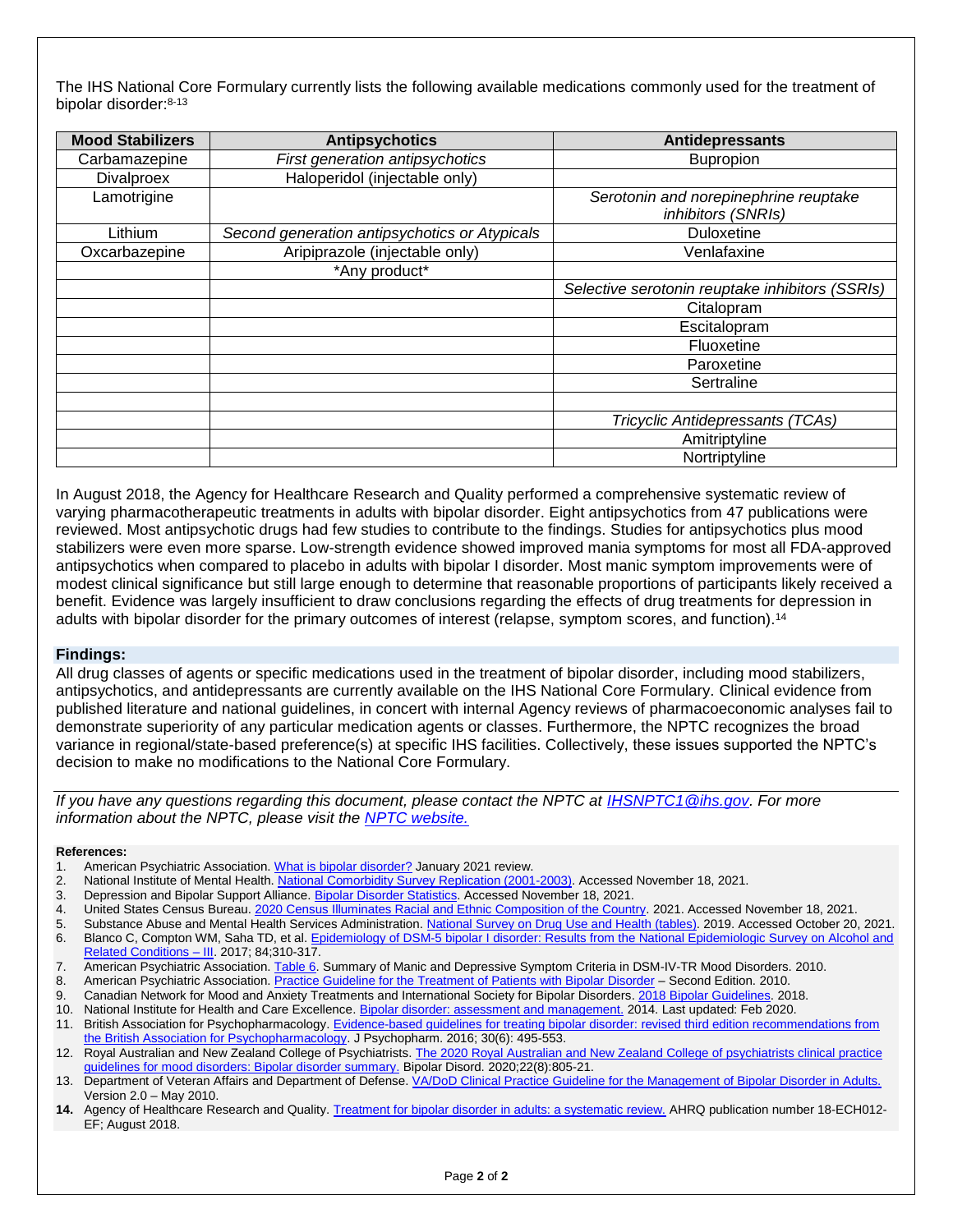The IHS National Core Formulary currently lists the following available medications commonly used for the treatment of bipolar disorder:[8-13]

| Mood Stabilizers | Antipsychotics | Antidepressants |
|---|---|---|
| Carbamazepine | *First generation antipsychotics* | Bupropion |
| Divalproex | Haloperidol (injectable only) | |
| Lamotrigine | | *Serotonin and norepinephrine reuptake inhibitors (SNRIs)* |
| Lithium | *Second generation antipsychotics or Atypicals* | Duloxetine |
| Oxcarbazepine | Aripiprazole (injectable only) | Venlafaxine |
| | *Any product* | |
| | | *Selective serotonin reuptake inhibitors (SSRIs)* |
| | | Citalopram |
| | | Escitalopram |
| | | Fluoxetine |
| | | Paroxetine |
| | | Sertraline |
| | | |
| | | *Tricyclic Antidepressants (TCAs)* |
| | | Amitriptyline |
| | | Nortriptyline |

In August 2018, the Agency for Healthcare Research and Quality performed a comprehensive systematic review of varying pharmacotherapeutic treatments in adults with bipolar disorder. Eight antipsychotics from 47 publications were reviewed. Most antipsychotic drugs had few studies to contribute to the findings. Studies for antipsychotics plus mood stabilizers were even more sparse. Low-strength evidence showed improved mania symptoms for most all FDA-approved antipsychotics when compared to placebo in adults with bipolar I disorder. Most manic symptom improvements were of modest clinical significance but still large enough to determine that reasonable proportions of participants likely received a benefit. Evidence was largely insufficient to draw conclusions regarding the effects of drug treatments for depression in adults with bipolar disorder for the primary outcomes of interest (relapse, symptom scores, and function).[14]

## Findings:

All drug classes of agents or specific medications used in the treatment of bipolar disorder, including mood stabilizers, antipsychotics, and antidepressants are currently available on the IHS National Core Formulary. Clinical evidence from published literature and national guidelines, in concert with internal Agency reviews of pharmacoeconomic analyses fail to demonstrate superiority of any particular medication agents or classes. Furthermore, the NPTC recognizes the broad variance in regional/state-based preference(s) at specific IHS facilities. Collectively, these issues supported the NPTC's decision to make no modifications to the National Core Formulary.

*If you have any questions regarding this document, please contact the NPTC at IHSNPTC1@ihs.gov. For more information about the NPTC, please visit the NPTC website.*

**References:**

1. American Psychiatric Association. What is bipolar disorder? January 2021 review.
2. National Institute of Mental Health. National Comorbidity Survey Replication (2001-2003). Accessed November 18, 2021.
3. Depression and Bipolar Support Alliance. Bipolar Disorder Statistics. Accessed November 18, 2021.
4. United States Census Bureau. 2020 Census Illuminates Racial and Ethnic Composition of the Country. 2021. Accessed November 18, 2021.
5. Substance Abuse and Mental Health Services Administration. National Survey on Drug Use and Health (tables). 2019. Accessed October 20, 2021.
6. Blanco C, Compton WM, Saha TD, et al. Epidemiology of DSM-5 bipolar I disorder: Results from the National Epidemiologic Survey on Alcohol and Related Conditions – III. 2017; 84;310-317.
7. American Psychiatric Association. Table 6. Summary of Manic and Depressive Symptom Criteria in DSM-IV-TR Mood Disorders. 2010.
8. American Psychiatric Association. Practice Guideline for the Treatment of Patients with Bipolar Disorder – Second Edition. 2010.
9. Canadian Network for Mood and Anxiety Treatments and International Society for Bipolar Disorders. 2018 Bipolar Guidelines. 2018.
10. National Institute for Health and Care Excellence. Bipolar disorder: assessment and management. 2014. Last updated: Feb 2020.
11. British Association for Psychopharmacology. Evidence-based guidelines for treating bipolar disorder: revised third edition recommendations from the British Association for Psychopharmacology. J Psychopharm. 2016; 30(6): 495-553.
12. Royal Australian and New Zealand College of Psychiatrists. The 2020 Royal Australian and New Zealand College of psychiatrists clinical practice guidelines for mood disorders: Bipolar disorder summary. Bipolar Disord. 2020;22(8):805-21.
13. Department of Veteran Affairs and Department of Defense. VA/DoD Clinical Practice Guideline for the Management of Bipolar Disorder in Adults. Version 2.0 – May 2010.
14. Agency for Healthcare Research and Quality. Treatment for bipolar disorder in adults: a systematic review. AHRQ publication number 18-ECH012-EF; August 2018.